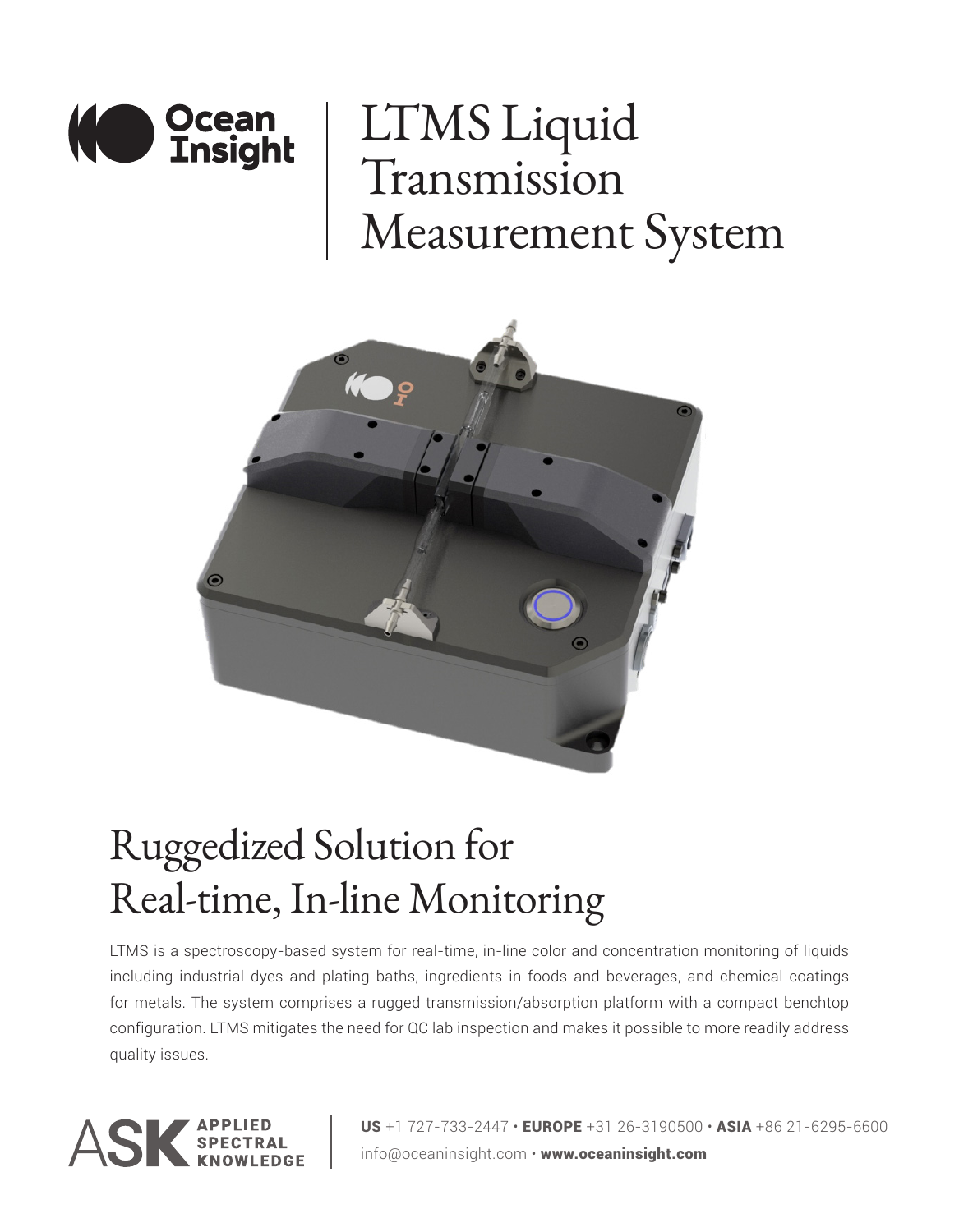# LTMS Liquid Transmission Measurement System

## Ruggedized Solution for Real-time, In-line Monitoring

LTMS is a spectroscopy-based system for real-time, in-line color and concentration monitoring of liquids including industrial dyes and plating baths, ingredients in foods and beverages, and chemical coatings for metals. The system comprises a rugged transmission/absorption platform with a compact benchtop configuration. LTMS mitigates the need for QC lab inspection and makes it possible to more readily address quality issues.

ASK APPLIED SPECTRAL KNOWLEDGE

**US** +1 727-733-2447 • **EUROPE** +31 26-3190500 • **ASIA** +86 21-6295-6600
info@oceaninsight.com • **www.oceaninsight.com**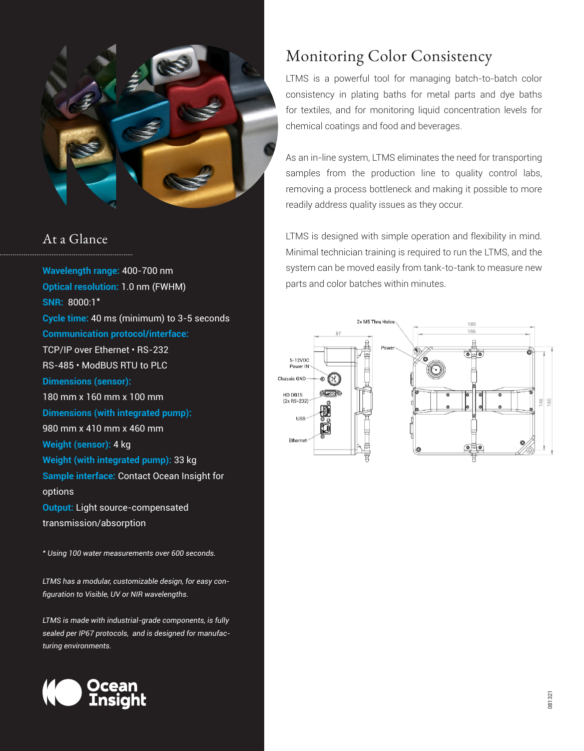## At a Glance

**Wavelength range:** 400-700 nm
**Optical resolution:** 1.0 nm (FWHM)
**SNR:** 8000:1*
**Cycle time:** 40 ms (minimum) to 3-5 seconds
**Communication protocol/interface:**
TCP/IP over Ethernet • RS-232
RS-485 • ModBUS RTU to PLC
**Dimensions (sensor):**
180 mm x 160 mm x 100 mm
**Dimensions (with integrated pump):**
980 mm x 410 mm x 460 mm
**Weight (sensor):** 4 kg
**Weight (with integrated pump):** 33 kg
**Sample interface:** Contact Ocean Insight for options
**Output:** Light source-compensated transmission/absorption

*\* Using 100 water measurements over 600 seconds.*

*LTMS has a modular, customizable design, for easy configuration to Visible, UV or NIR wavelengths.*

*LTMS is made with industrial-grade components, is fully sealed per IP67 protocols, and is designed for manufacturing environments.*

Ocean Insight

# Monitoring Color Consistency

LTMS is a powerful tool for managing batch-to-batch color consistency in plating baths for metal parts and dye baths for textiles, and for monitoring liquid concentration levels for chemical coatings and food and beverages.

As an in-line system, LTMS eliminates the need for transporting samples from the production line to quality control labs, removing a process bottleneck and making it possible to more readily address quality issues as they occur.

LTMS is designed with simple operation and flexibility in mind. Minimal technician training is required to run the LTMS, and the system can be moved easily from tank-to-tank to measure new parts and color batches within minutes.

2x M5 Thru Holes
87
180
166
Power
5-12VDC Power IN
Chassis GND
HD DB15 (2x RS-232)
USB
Ethernet
146
160

081321